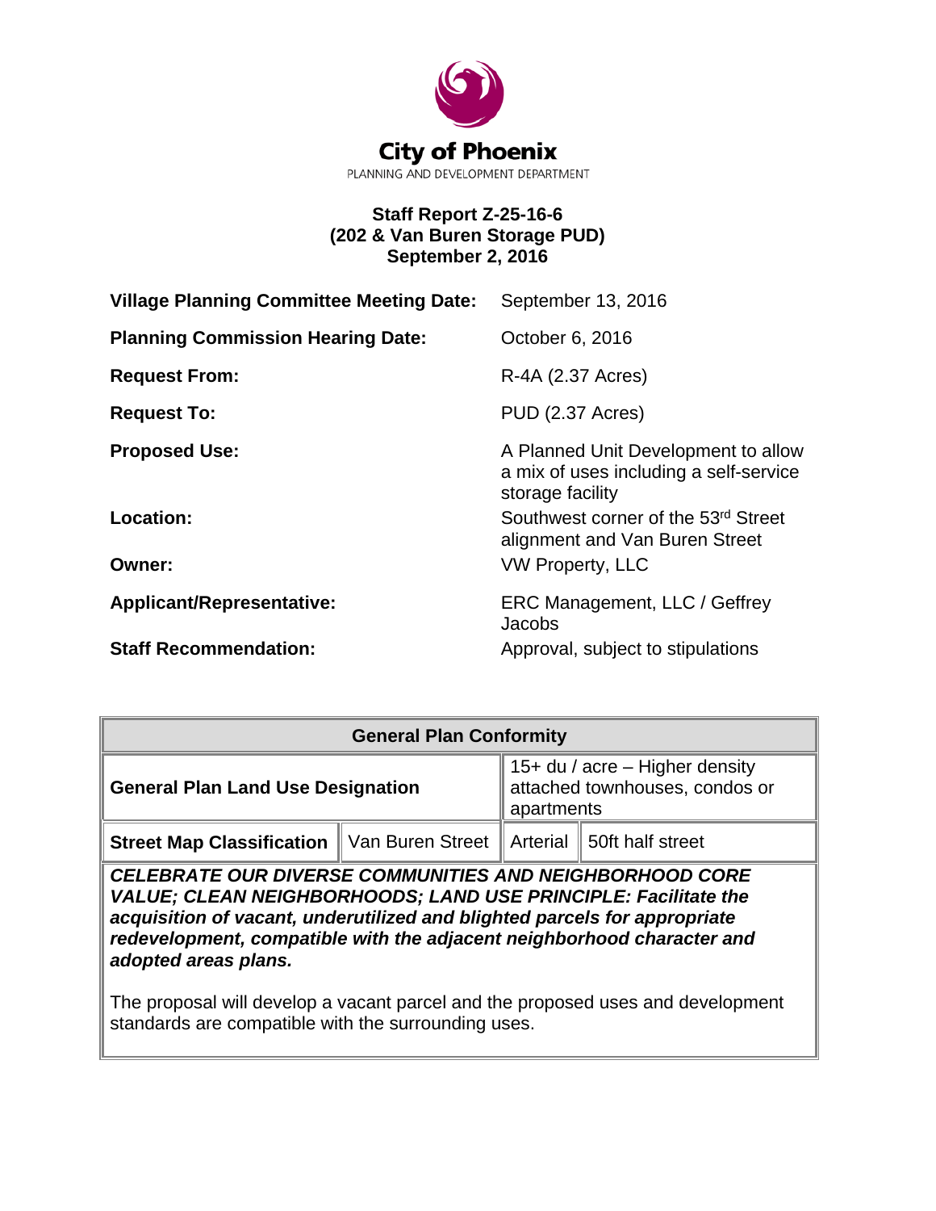**City of Phoenix**
PLANNING AND DEVELOPMENT DEPARTMENT

# Staff Report Z-25-16-6
## (202 & Van Buren Storage PUD)
## September 2, 2016

| | |
|---|---|
| **Village Planning Committee Meeting Date:** | September 13, 2016 |
| **Planning Commission Hearing Date:** | October 6, 2016 |
| **Request From:** | R-4A (2.37 Acres) |
| **Request To:** | PUD (2.37 Acres) |
| **Proposed Use:** | A Planned Unit Development to allow a mix of uses including a self-service storage facility |
| **Location:** | Southwest corner of the 53rd Street alignment and Van Buren Street |
| **Owner:** | VW Property, LLC |
| **Applicant/Representative:** | ERC Management, LLC / Geffrey Jacobs |
| **Staff Recommendation:** | Approval, subject to stipulations |

| General Plan Conformity | | | |
|---|---|---|---|
| **General Plan Land Use Designation** | | 15+ du / acre – Higher density attached townhouses, condos or apartments | |
| **Street Map Classification** | Van Buren Street | Arterial | 50ft half street |
| ***CELEBRATE OUR DIVERSE COMMUNITIES AND NEIGHBORHOOD CORE VALUE; CLEAN NEIGHBORHOODS; LAND USE PRINCIPLE: Facilitate the acquisition of vacant, underutilized and blighted parcels for appropriate redevelopment, compatible with the adjacent neighborhood character and adopted areas plans.*** The proposal will develop a vacant parcel and the proposed uses and development standards are compatible with the surrounding uses. | | | |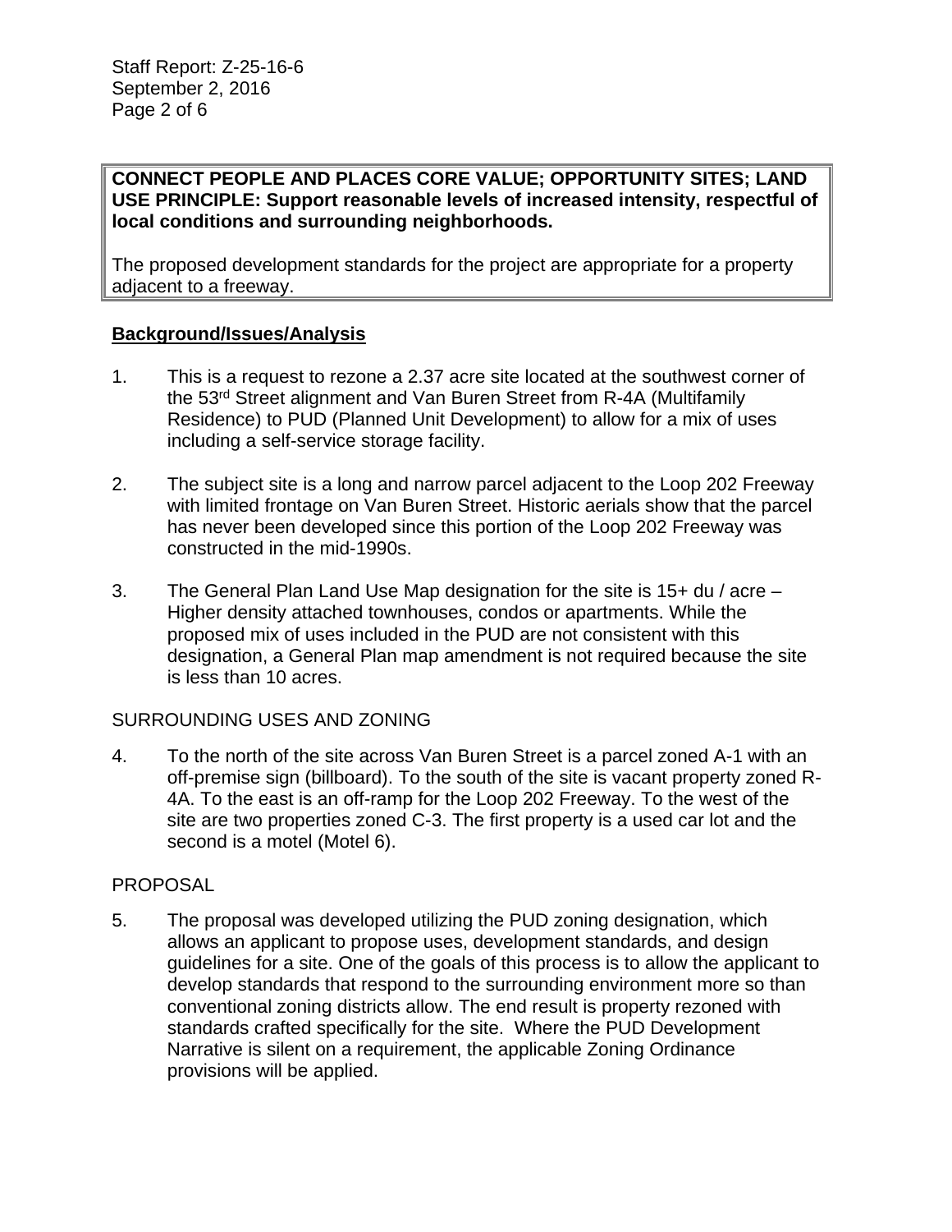**CONNECT PEOPLE AND PLACES CORE VALUE; OPPORTUNITY SITES; LAND USE PRINCIPLE: Support reasonable levels of increased intensity, respectful of local conditions and surrounding neighborhoods.**

The proposed development standards for the project are appropriate for a property adjacent to a freeway.

**Background/Issues/Analysis**

1. This is a request to rezone a 2.37 acre site located at the southwest corner of the 53rd Street alignment and Van Buren Street from R-4A (Multifamily Residence) to PUD (Planned Unit Development) to allow for a mix of uses including a self-service storage facility.

2. The subject site is a long and narrow parcel adjacent to the Loop 202 Freeway with limited frontage on Van Buren Street. Historic aerials show that the parcel has never been developed since this portion of the Loop 202 Freeway was constructed in the mid-1990s.

3. The General Plan Land Use Map designation for the site is 15+ du / acre – Higher density attached townhouses, condos or apartments. While the proposed mix of uses included in the PUD are not consistent with this designation, a General Plan map amendment is not required because the site is less than 10 acres.

SURROUNDING USES AND ZONING

4. To the north of the site across Van Buren Street is a parcel zoned A-1 with an off-premise sign (billboard). To the south of the site is vacant property zoned R-4A. To the east is an off-ramp for the Loop 202 Freeway. To the west of the site are two properties zoned C-3. The first property is a used car lot and the second is a motel (Motel 6).

PROPOSAL

5. The proposal was developed utilizing the PUD zoning designation, which allows an applicant to propose uses, development standards, and design guidelines for a site. One of the goals of this process is to allow the applicant to develop standards that respond to the surrounding environment more so than conventional zoning districts allow. The end result is property rezoned with standards crafted specifically for the site. Where the PUD Development Narrative is silent on a requirement, the applicable Zoning Ordinance provisions will be applied.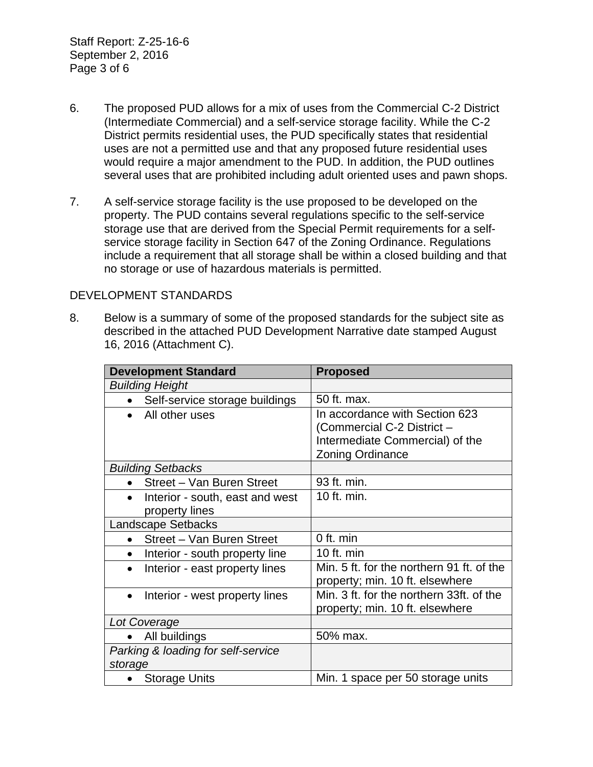6. The proposed PUD allows for a mix of uses from the Commercial C-2 District (Intermediate Commercial) and a self-service storage facility. While the C-2 District permits residential uses, the PUD specifically states that residential uses are not a permitted use and that any proposed future residential uses would require a major amendment to the PUD. In addition, the PUD outlines several uses that are prohibited including adult oriented uses and pawn shops.

7. A self-service storage facility is the use proposed to be developed on the property. The PUD contains several regulations specific to the self-service storage use that are derived from the Special Permit requirements for a self-service storage facility in Section 647 of the Zoning Ordinance. Regulations include a requirement that all storage shall be within a closed building and that no storage or use of hazardous materials is permitted.

DEVELOPMENT STANDARDS

8. Below is a summary of some of the proposed standards for the subject site as described in the attached PUD Development Narrative date stamped August 16, 2016 (Attachment C).

| **Development Standard** | **Proposed** |
|---|---|
| *Building Height* | |
| • Self-service storage buildings | 50 ft. max. |
| • All other uses | In accordance with Section 623 (Commercial C-2 District – Intermediate Commercial) of the Zoning Ordinance |
| *Building Setbacks* | |
| • Street – Van Buren Street | 93 ft. min. |
| • Interior - south, east and west property lines | 10 ft. min. |
| Landscape Setbacks | |
| • Street – Van Buren Street | 0 ft. min |
| • Interior - south property line | 10 ft. min |
| • Interior - east property lines | Min. 5 ft. for the northern 91 ft. of the property; min. 10 ft. elsewhere |
| • Interior - west property lines | Min. 3 ft. for the northern 33ft. of the property; min. 10 ft. elsewhere |
| *Lot Coverage* | |
| • All buildings | 50% max. |
| *Parking & loading for self-service storage* | |
| • Storage Units | Min. 1 space per 50 storage units |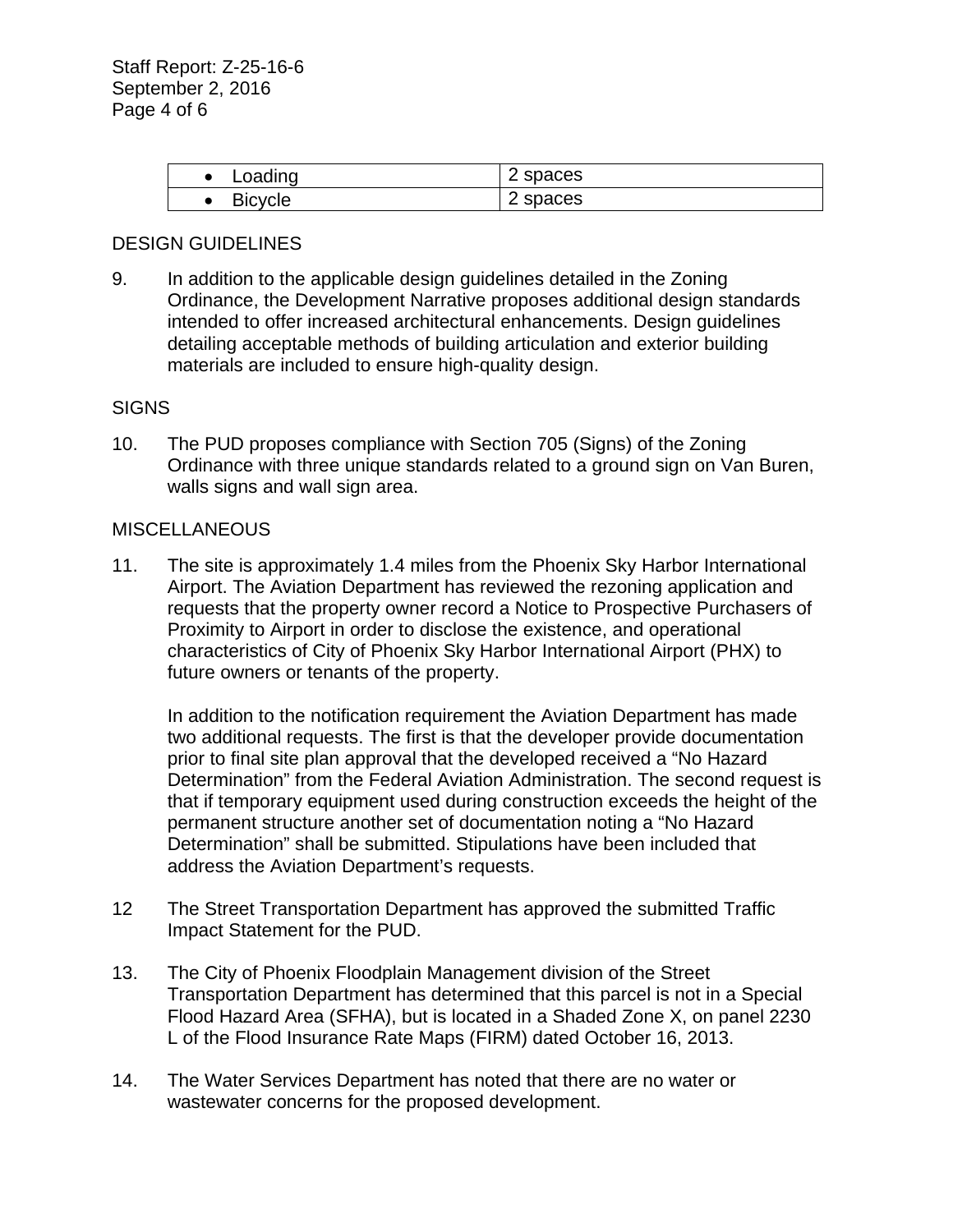| | |
|---|---|
| • Loading | 2 spaces |
| • Bicycle | 2 spaces |

DESIGN GUIDELINES

9. In addition to the applicable design guidelines detailed in the Zoning Ordinance, the Development Narrative proposes additional design standards intended to offer increased architectural enhancements. Design guidelines detailing acceptable methods of building articulation and exterior building materials are included to ensure high-quality design.

SIGNS

10. The PUD proposes compliance with Section 705 (Signs) of the Zoning Ordinance with three unique standards related to a ground sign on Van Buren, walls signs and wall sign area.

MISCELLANEOUS

11. The site is approximately 1.4 miles from the Phoenix Sky Harbor International Airport. The Aviation Department has reviewed the rezoning application and requests that the property owner record a Notice to Prospective Purchasers of Proximity to Airport in order to disclose the existence, and operational characteristics of City of Phoenix Sky Harbor International Airport (PHX) to future owners or tenants of the property.

    In addition to the notification requirement the Aviation Department has made two additional requests. The first is that the developer provide documentation prior to final site plan approval that the developed received a "No Hazard Determination" from the Federal Aviation Administration. The second request is that if temporary equipment used during construction exceeds the height of the permanent structure another set of documentation noting a "No Hazard Determination" shall be submitted. Stipulations have been included that address the Aviation Department's requests.

12 The Street Transportation Department has approved the submitted Traffic Impact Statement for the PUD.

13. The City of Phoenix Floodplain Management division of the Street Transportation Department has determined that this parcel is not in a Special Flood Hazard Area (SFHA), but is located in a Shaded Zone X, on panel 2230 L of the Flood Insurance Rate Maps (FIRM) dated October 16, 2013.

14. The Water Services Department has noted that there are no water or wastewater concerns for the proposed development.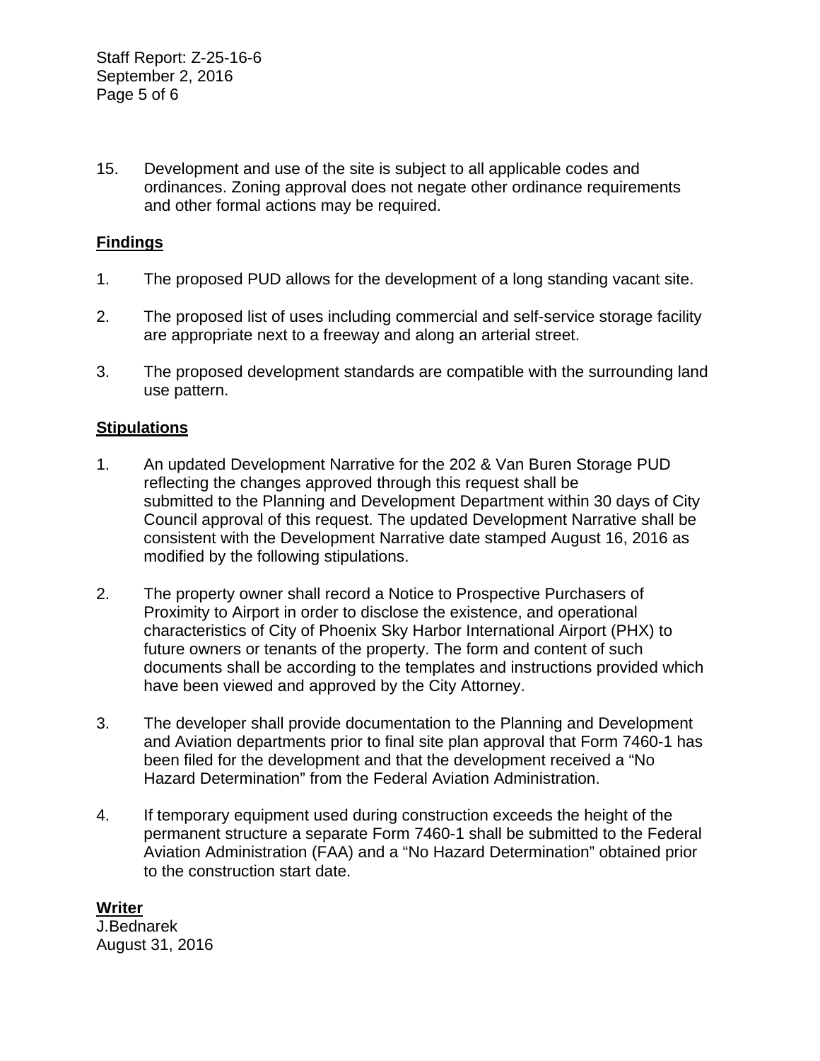15. Development and use of the site is subject to all applicable codes and ordinances. Zoning approval does not negate other ordinance requirements and other formal actions may be required.

## Findings

1. The proposed PUD allows for the development of a long standing vacant site.

2. The proposed list of uses including commercial and self-service storage facility are appropriate next to a freeway and along an arterial street.

3. The proposed development standards are compatible with the surrounding land use pattern.

## Stipulations

1. An updated Development Narrative for the 202 & Van Buren Storage PUD reflecting the changes approved through this request shall be submitted to the Planning and Development Department within 30 days of City Council approval of this request. The updated Development Narrative shall be consistent with the Development Narrative date stamped August 16, 2016 as modified by the following stipulations.

2. The property owner shall record a Notice to Prospective Purchasers of Proximity to Airport in order to disclose the existence, and operational characteristics of City of Phoenix Sky Harbor International Airport (PHX) to future owners or tenants of the property. The form and content of such documents shall be according to the templates and instructions provided which have been viewed and approved by the City Attorney.

3. The developer shall provide documentation to the Planning and Development and Aviation departments prior to final site plan approval that Form 7460-1 has been filed for the development and that the development received a “No Hazard Determination” from the Federal Aviation Administration.

4. If temporary equipment used during construction exceeds the height of the permanent structure a separate Form 7460-1 shall be submitted to the Federal Aviation Administration (FAA) and a “No Hazard Determination” obtained prior to the construction start date.

## Writer

J.Bednarek
August 31, 2016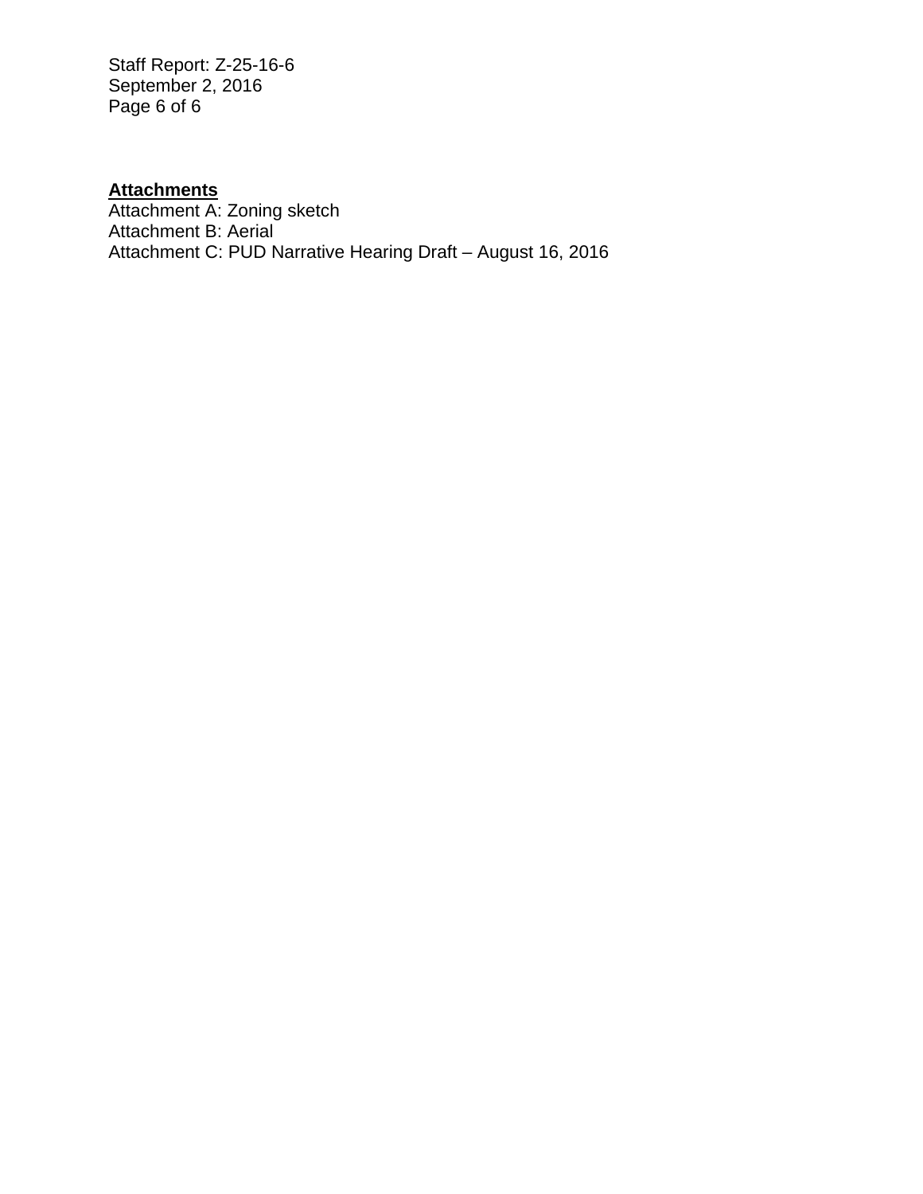**Attachments**

Attachment A: Zoning sketch
Attachment B: Aerial
Attachment C: PUD Narrative Hearing Draft – August 16, 2016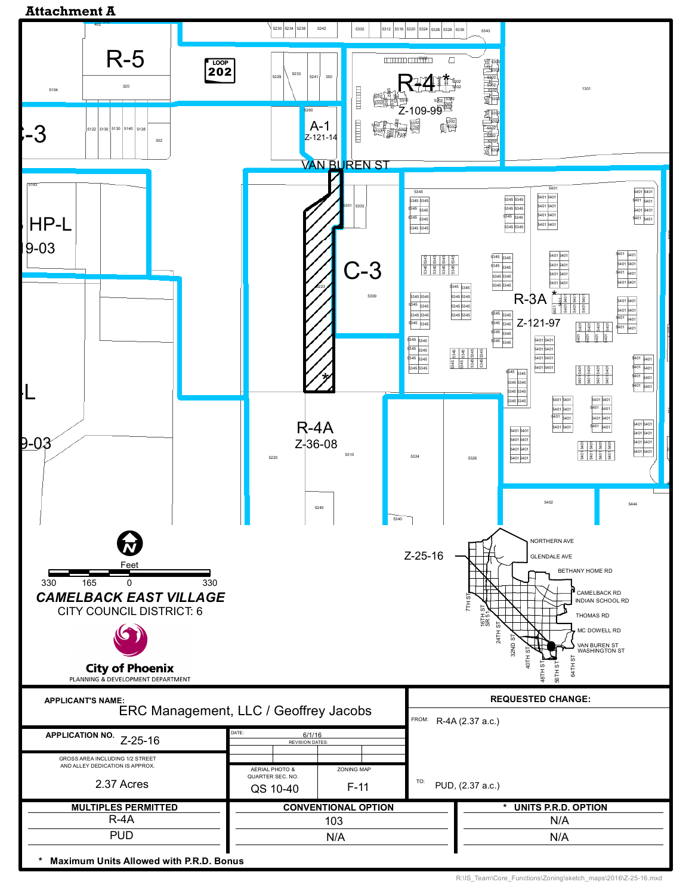# Attachment A

CAMELBACK EAST VILLAGE

CITY COUNCIL DISTRICT: 6

City of Phoenix

PLANNING & DEVELOPMENT DEPARTMENT

| APPLICANT'S NAME: ERC Management, LLC / Geoffrey Jacobs | | | REQUESTED CHANGE: |
|---|---|---|---|
| APPLICATION NO. Z-25-16 | DATE: 6/1/16 | REVISION DATES: | FROM: R-4A (2.37 a.c.) |
| GROSS AREA INCLUDING 1/2 STREET AND ALLEY DEDICATION IS APPROX. 2.37 Acres | AERIAL PHOTO & QUARTER SEC. NO. QS 10-40 | ZONING MAP F-11 | TO: PUD, (2.37 a.c.) |

| MULTIPLES PERMITTED | CONVENTIONAL OPTION | * UNITS P.R.D. OPTION |
|---|---|---|
| R-4A | 103 | N/A |
| PUD | N/A | N/A |

\* Maximum Units Allowed with P.R.D. Bonus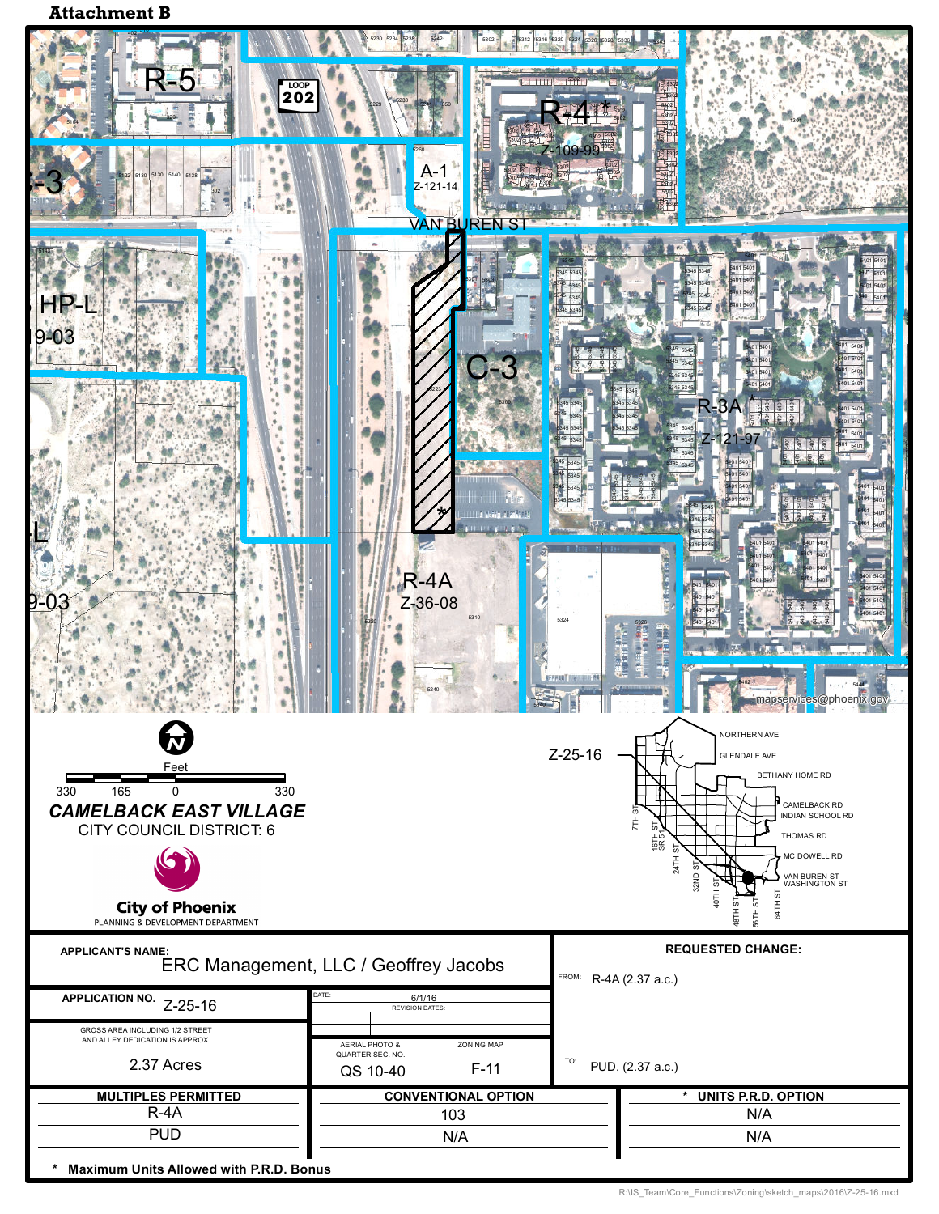**Attachment B**

R-5

LOOP 202

R-4 *

Z-109-99

A-1

Z-121-14

VAN BUREN ST

C-3

HP-L

19-03

C-3

R-3A *

Z-121-97

R-4A

Z-36-08

mapservices@phoenix.gov

N

Feet

330 165 0 330

***CAMELBACK EAST VILLAGE***

CITY COUNCIL DISTRICT: 6

City of Phoenix

PLANNING & DEVELOPMENT DEPARTMENT

Z-25-16

NORTHERN AVE

GLENDALE AVE

BETHANY HOME RD

CAMELBACK RD

INDIAN SCHOOL RD

THOMAS RD

MC DOWELL RD

VAN BUREN ST

WASHINGTON ST

7TH ST

16TH ST SR 51

24TH ST

32ND ST

40TH ST

48TH ST

56TH ST

64TH ST

| | | | |
|---|---|---|---|
| **APPLICANT'S NAME:** ERC Management, LLC / Geoffrey Jacobs | | | **REQUESTED CHANGE:** FROM: R-4A (2.37 a.c.) |
| **APPLICATION NO.** Z-25-16 | DATE: 6/1/16 REVISION DATES: | | |
| GROSS AREA INCLUDING 1/2 STREET AND ALLEY DEDICATION IS APPROX. 2.37 Acres | AERIAL PHOTO & QUARTER SEC. NO. QS 10-40 | ZONING MAP F-11 | TO: PUD, (2.37 a.c.) |

| MULTIPLES PERMITTED | CONVENTIONAL OPTION | * UNITS P.R.D. OPTION |
|---|---|---|
| R-4A | 103 | N/A |
| PUD | N/A | N/A |

\* **Maximum Units Allowed with P.R.D. Bonus**

R:\IS_Team\Core_Functions\Zoning\sketch_maps\2016\Z-25-16.mxd